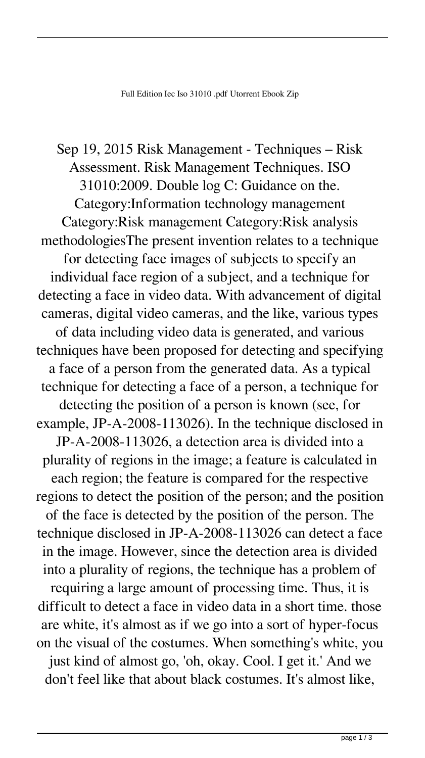Full Edition Iec Iso 31010 .pdf Utorrent Ebook Zip

Sep 19, 2015 Risk Management - Techniques – Risk Assessment. Risk Management Techniques. ISO 31010:2009. Double log C: Guidance on the. Category:Information technology management Category:Risk management Category:Risk analysis methodologiesThe present invention relates to a technique for detecting face images of subjects to specify an individual face region of a subject, and a technique for detecting a face in video data. With advancement of digital cameras, digital video cameras, and the like, various types of data including video data is generated, and various techniques have been proposed for detecting and specifying a face of a person from the generated data. As a typical technique for detecting a face of a person, a technique for detecting the position of a person is known (see, for example, JP-A-2008-113026). In the technique disclosed in JP-A-2008-113026, a detection area is divided into a plurality of regions in the image; a feature is calculated in each region; the feature is compared for the respective regions to detect the position of the person; and the position of the face is detected by the position of the person. The technique disclosed in JP-A-2008-113026 can detect a face in the image. However, since the detection area is divided into a plurality of regions, the technique has a problem of requiring a large amount of processing time. Thus, it is difficult to detect a face in video data in a short time. those are white, it's almost as if we go into a sort of hyper-focus on the visual of the costumes. When something's white, you just kind of almost go, 'oh, okay. Cool. I get it.' And we don't feel like that about black costumes. It's almost like,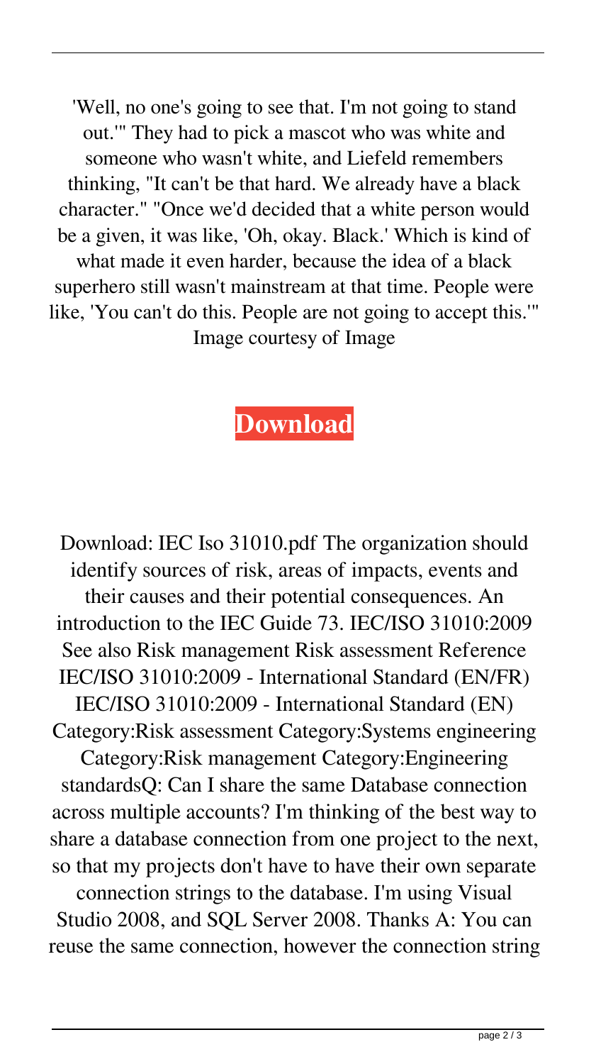'Well, no one's going to see that. I'm not going to stand out.'" They had to pick a mascot who was white and someone who wasn't white, and Liefeld remembers thinking, "It can't be that hard. We already have a black character." "Once we'd decided that a white person would be a given, it was like, 'Oh, okay. Black.' Which is kind of what made it even harder, because the idea of a black superhero still wasn't mainstream at that time. People were like, 'You can't do this. People are not going to accept this.'" Image courtesy of Image

**Download**

Download: IEC Iso 31010.pdf The organization should identify sources of risk, areas of impacts, events and their causes and their potential consequences. An introduction to the IEC Guide 73. IEC/ISO 31010:2009 See also Risk management Risk assessment Reference IEC/ISO 31010:2009 - International Standard (EN/FR) IEC/ISO 31010:2009 - International Standard (EN) Category:Risk assessment Category:Systems engineering Category:Risk management Category:Engineering standardsQ: Can I share the same Database connection across multiple accounts? I'm thinking of the best way to share a database connection from one project to the next, so that my projects don't have to have their own separate connection strings to the database. I'm using Visual Studio 2008, and SQL Server 2008. Thanks A: You can reuse the same connection, however the connection string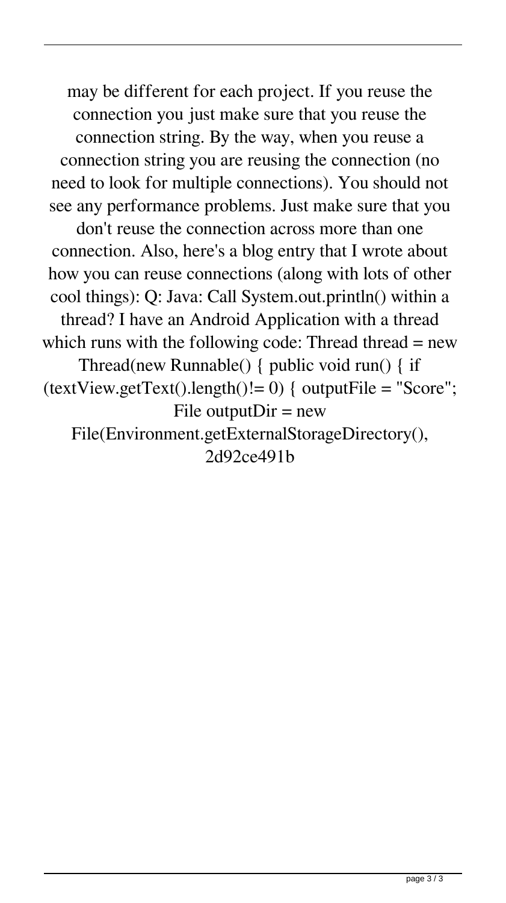may be different for each project. If you reuse the connection you just make sure that you reuse the connection string. By the way, when you reuse a connection string you are reusing the connection (no need to look for multiple connections). You should not see any performance problems. Just make sure that you don't reuse the connection across more than one connection. Also, here's a blog entry that I wrote about how you can reuse connections (along with lots of other cool things): Q: Java: Call System.out.println() within a thread? I have an Android Application with a thread which runs with the following code: Thread thread = new Thread(new Runnable() { public void run() { if (textView.getText().length()!= 0) { outputFile = "Score"; File outputDir = new File(Environment.getExternalStorageDirectory(), 2d92ce491b